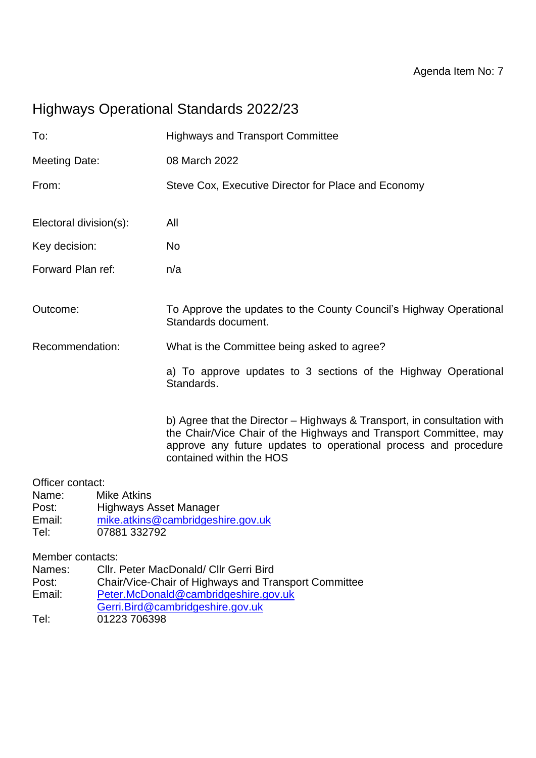Agenda Item No: 7

# Highways Operational Standards 2022/23

To: Highways and Transport Committee

Meeting Date: 08 March 2022

From: Steve Cox, Executive Director for Place and Economy

Electoral division(s): All

Key decision: No

Forward Plan ref: n/a

Outcome: To Approve the updates to the County Council's Highway Operational Standards document.

Recommendation: What is the Committee being asked to agree?

a) To approve updates to 3 sections of the Highway Operational Standards.

b) Agree that the Director – Highways & Transport, in consultation with the Chair/Vice Chair of the Highways and Transport Committee, may approve any future updates to operational process and procedure contained within the HOS

Officer contact:
Name: Mike Atkins
Post: Highways Asset Manager
Email: mike.atkins@cambridgeshire.gov.uk
Tel: 07881 332792

Member contacts:
Names: Cllr. Peter MacDonald/ Cllr Gerri Bird
Post: Chair/Vice-Chair of Highways and Transport Committee
Email: Peter.McDonald@cambridgeshire.gov.uk
Gerri.Bird@cambridgeshire.gov.uk
Tel: 01223 706398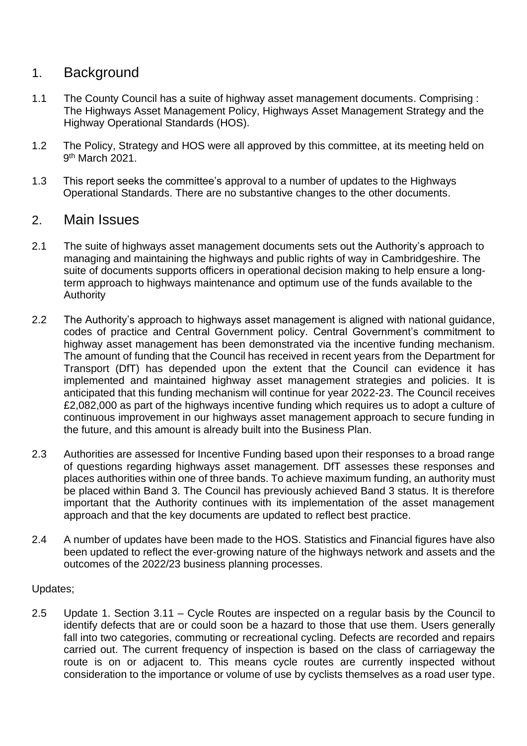## 1. Background

1.1 The County Council has a suite of highway asset management documents. Comprising : The Highways Asset Management Policy, Highways Asset Management Strategy and the Highway Operational Standards (HOS).

1.2 The Policy, Strategy and HOS were all approved by this committee, at its meeting held on 9th March 2021.

1.3 This report seeks the committee's approval to a number of updates to the Highways Operational Standards. There are no substantive changes to the other documents.

## 2. Main Issues

2.1 The suite of highways asset management documents sets out the Authority's approach to managing and maintaining the highways and public rights of way in Cambridgeshire. The suite of documents supports officers in operational decision making to help ensure a long-term approach to highways maintenance and optimum use of the funds available to the Authority

2.2 The Authority's approach to highways asset management is aligned with national guidance, codes of practice and Central Government policy. Central Government's commitment to highway asset management has been demonstrated via the incentive funding mechanism. The amount of funding that the Council has received in recent years from the Department for Transport (DfT) has depended upon the extent that the Council can evidence it has implemented and maintained highway asset management strategies and policies. It is anticipated that this funding mechanism will continue for year 2022-23. The Council receives £2,082,000 as part of the highways incentive funding which requires us to adopt a culture of continuous improvement in our highways asset management approach to secure funding in the future, and this amount is already built into the Business Plan.

2.3 Authorities are assessed for Incentive Funding based upon their responses to a broad range of questions regarding highways asset management. DfT assesses these responses and places authorities within one of three bands. To achieve maximum funding, an authority must be placed within Band 3. The Council has previously achieved Band 3 status. It is therefore important that the Authority continues with its implementation of the asset management approach and that the key documents are updated to reflect best practice.

2.4 A number of updates have been made to the HOS. Statistics and Financial figures have also been updated to reflect the ever-growing nature of the highways network and assets and the outcomes of the 2022/23 business planning processes.

Updates;

2.5 Update 1. Section 3.11 – Cycle Routes are inspected on a regular basis by the Council to identify defects that are or could soon be a hazard to those that use them. Users generally fall into two categories, commuting or recreational cycling. Defects are recorded and repairs carried out. The current frequency of inspection is based on the class of carriageway the route is on or adjacent to. This means cycle routes are currently inspected without consideration to the importance or volume of use by cyclists themselves as a road user type.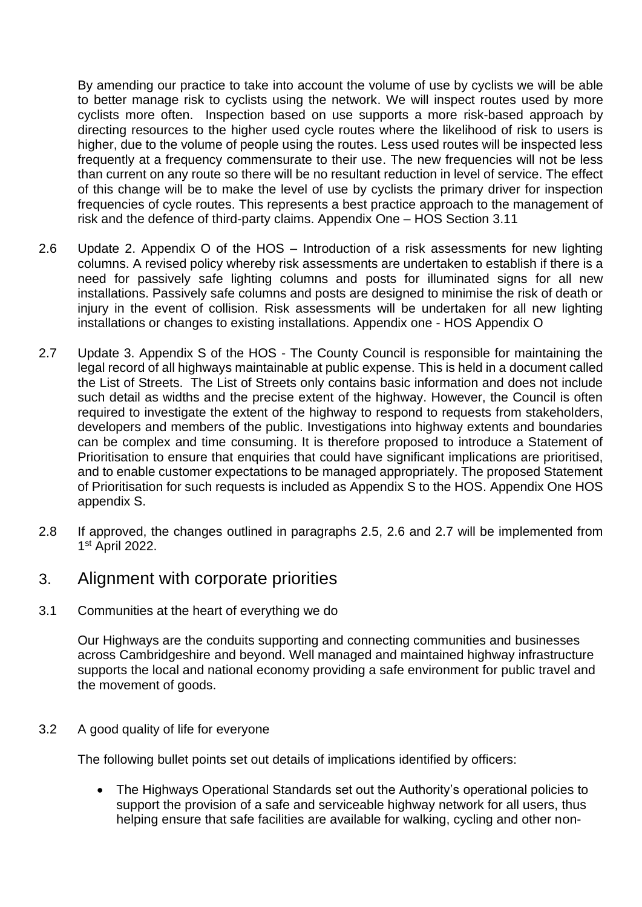By amending our practice to take into account the volume of use by cyclists we will be able to better manage risk to cyclists using the network. We will inspect routes used by more cyclists more often. Inspection based on use supports a more risk-based approach by directing resources to the higher used cycle routes where the likelihood of risk to users is higher, due to the volume of people using the routes. Less used routes will be inspected less frequently at a frequency commensurate to their use. The new frequencies will not be less than current on any route so there will be no resultant reduction in level of service. The effect of this change will be to make the level of use by cyclists the primary driver for inspection frequencies of cycle routes. This represents a best practice approach to the management of risk and the defence of third-party claims. Appendix One – HOS Section 3.11

2.6 Update 2. Appendix O of the HOS – Introduction of a risk assessments for new lighting columns. A revised policy whereby risk assessments are undertaken to establish if there is a need for passively safe lighting columns and posts for illuminated signs for all new installations. Passively safe columns and posts are designed to minimise the risk of death or injury in the event of collision. Risk assessments will be undertaken for all new lighting installations or changes to existing installations. Appendix one - HOS Appendix O

2.7 Update 3. Appendix S of the HOS - The County Council is responsible for maintaining the legal record of all highways maintainable at public expense. This is held in a document called the List of Streets. The List of Streets only contains basic information and does not include such detail as widths and the precise extent of the highway. However, the Council is often required to investigate the extent of the highway to respond to requests from stakeholders, developers and members of the public. Investigations into highway extents and boundaries can be complex and time consuming. It is therefore proposed to introduce a Statement of Prioritisation to ensure that enquiries that could have significant implications are prioritised, and to enable customer expectations to be managed appropriately. The proposed Statement of Prioritisation for such requests is included as Appendix S to the HOS. Appendix One HOS appendix S.

2.8 If approved, the changes outlined in paragraphs 2.5, 2.6 and 2.7 will be implemented from 1st April 2022.

## 3. Alignment with corporate priorities

3.1 Communities at the heart of everything we do

Our Highways are the conduits supporting and connecting communities and businesses across Cambridgeshire and beyond. Well managed and maintained highway infrastructure supports the local and national economy providing a safe environment for public travel and the movement of goods.

3.2 A good quality of life for everyone

The following bullet points set out details of implications identified by officers:

- The Highways Operational Standards set out the Authority's operational policies to support the provision of a safe and serviceable highway network for all users, thus helping ensure that safe facilities are available for walking, cycling and other non-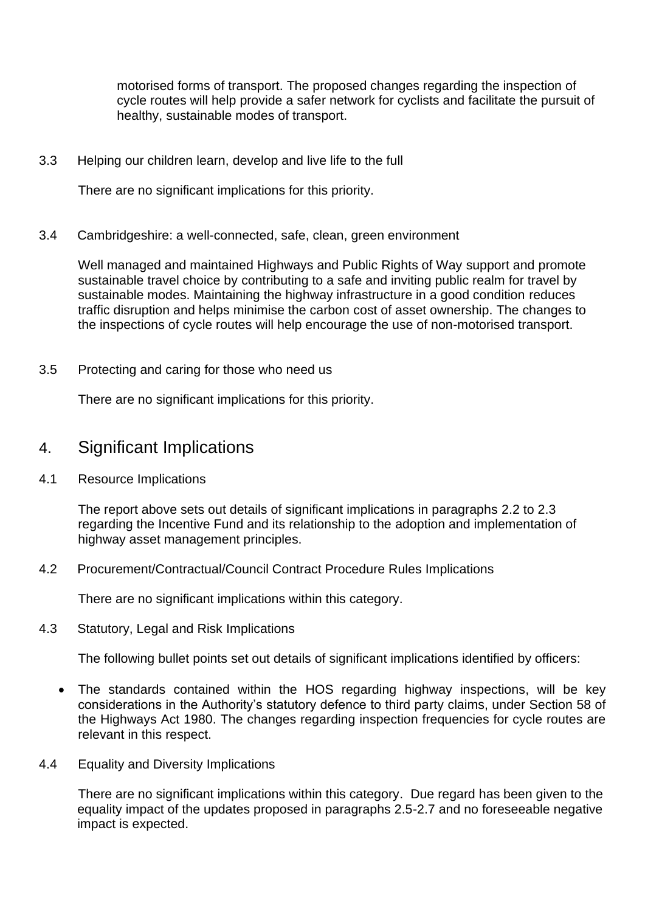motorised forms of transport. The proposed changes regarding the inspection of cycle routes will help provide a safer network for cyclists and facilitate the pursuit of healthy, sustainable modes of transport.

3.3 Helping our children learn, develop and live life to the full

There are no significant implications for this priority.

3.4 Cambridgeshire: a well-connected, safe, clean, green environment

Well managed and maintained Highways and Public Rights of Way support and promote sustainable travel choice by contributing to a safe and inviting public realm for travel by sustainable modes. Maintaining the highway infrastructure in a good condition reduces traffic disruption and helps minimise the carbon cost of asset ownership. The changes to the inspections of cycle routes will help encourage the use of non-motorised transport.

3.5 Protecting and caring for those who need us

There are no significant implications for this priority.

## 4. Significant Implications

4.1 Resource Implications

The report above sets out details of significant implications in paragraphs 2.2 to 2.3 regarding the Incentive Fund and its relationship to the adoption and implementation of highway asset management principles.

4.2 Procurement/Contractual/Council Contract Procedure Rules Implications

There are no significant implications within this category.

4.3 Statutory, Legal and Risk Implications

The following bullet points set out details of significant implications identified by officers:

- The standards contained within the HOS regarding highway inspections, will be key considerations in the Authority's statutory defence to third party claims, under Section 58 of the Highways Act 1980. The changes regarding inspection frequencies for cycle routes are relevant in this respect.

4.4 Equality and Diversity Implications

There are no significant implications within this category. Due regard has been given to the equality impact of the updates proposed in paragraphs 2.5-2.7 and no foreseeable negative impact is expected.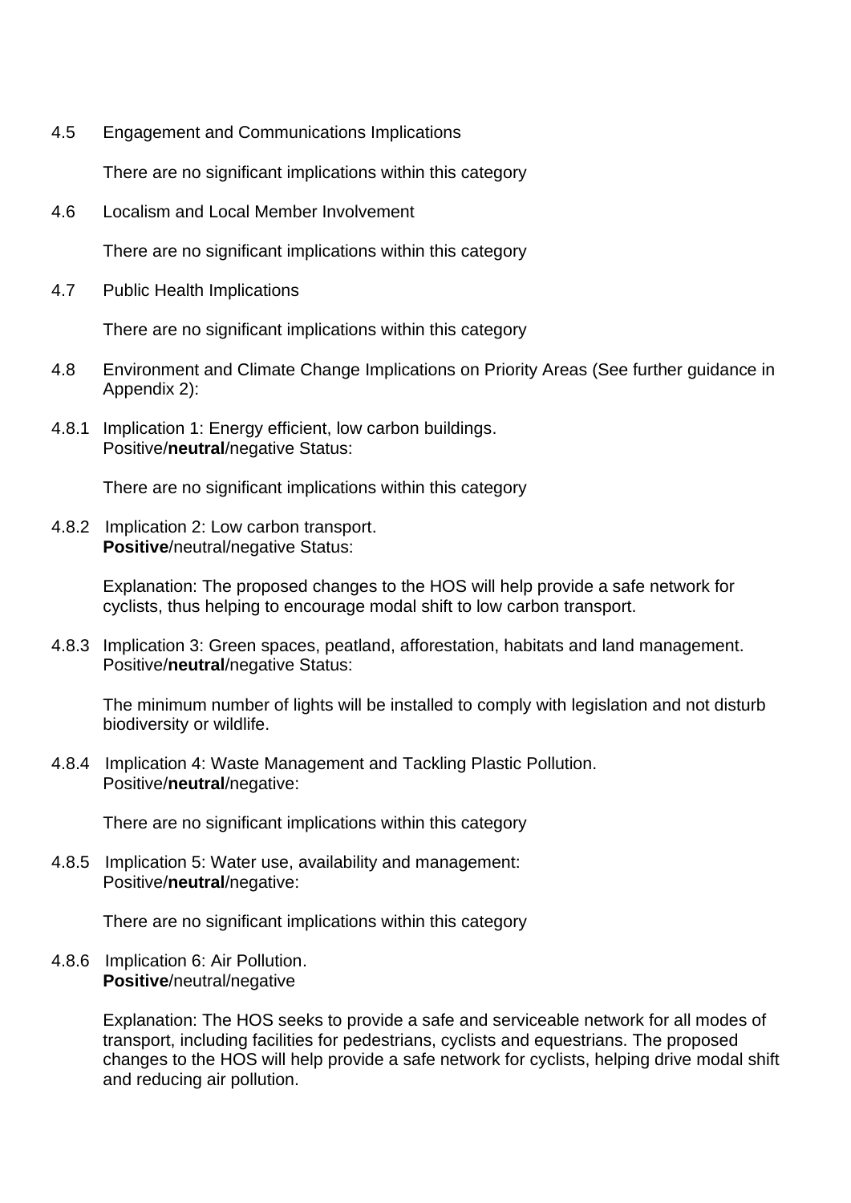4.5 Engagement and Communications Implications

There are no significant implications within this category

4.6 Localism and Local Member Involvement

There are no significant implications within this category

4.7 Public Health Implications

There are no significant implications within this category

4.8 Environment and Climate Change Implications on Priority Areas (See further guidance in Appendix 2):

4.8.1 Implication 1: Energy efficient, low carbon buildings.
Positive/**neutral**/negative Status:

There are no significant implications within this category

4.8.2 Implication 2: Low carbon transport.
**Positive**/neutral/negative Status:

Explanation: The proposed changes to the HOS will help provide a safe network for cyclists, thus helping to encourage modal shift to low carbon transport.

4.8.3 Implication 3: Green spaces, peatland, afforestation, habitats and land management.
Positive/**neutral**/negative Status:

The minimum number of lights will be installed to comply with legislation and not disturb biodiversity or wildlife.

4.8.4 Implication 4: Waste Management and Tackling Plastic Pollution.
Positive/**neutral**/negative:

There are no significant implications within this category

4.8.5 Implication 5: Water use, availability and management:
Positive/**neutral**/negative:

There are no significant implications within this category

4.8.6 Implication 6: Air Pollution.
**Positive**/neutral/negative

Explanation: The HOS seeks to provide a safe and serviceable network for all modes of transport, including facilities for pedestrians, cyclists and equestrians. The proposed changes to the HOS will help provide a safe network for cyclists, helping drive modal shift and reducing air pollution.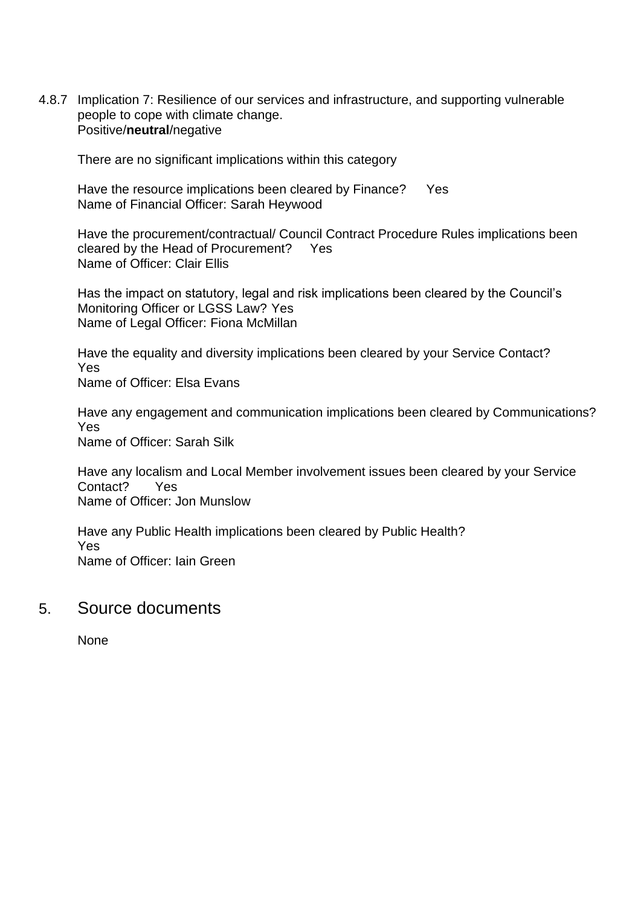4.8.7 Implication 7: Resilience of our services and infrastructure, and supporting vulnerable people to cope with climate change.
Positive/**neutral**/negative

There are no significant implications within this category

Have the resource implications been cleared by Finance? Yes
Name of Financial Officer: Sarah Heywood

Have the procurement/contractual/ Council Contract Procedure Rules implications been cleared by the Head of Procurement? Yes
Name of Officer: Clair Ellis

Has the impact on statutory, legal and risk implications been cleared by the Council's Monitoring Officer or LGSS Law? Yes
Name of Legal Officer: Fiona McMillan

Have the equality and diversity implications been cleared by your Service Contact?
Yes
Name of Officer: Elsa Evans

Have any engagement and communication implications been cleared by Communications?
Yes
Name of Officer: Sarah Silk

Have any localism and Local Member involvement issues been cleared by your Service Contact? Yes
Name of Officer: Jon Munslow

Have any Public Health implications been cleared by Public Health?
Yes
Name of Officer: Iain Green

## 5. Source documents

None